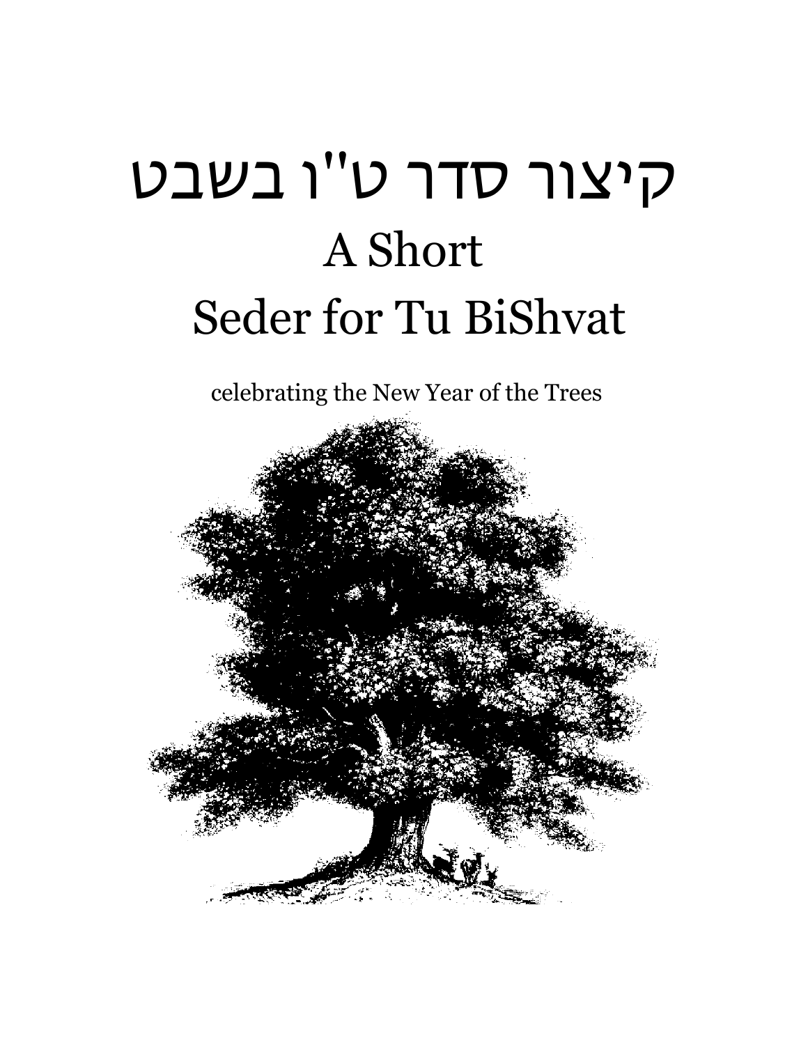# קיצור סדר ט"ו בשבט

# A Short Seder for Tu BiShvat

celebrating the New Year of the Trees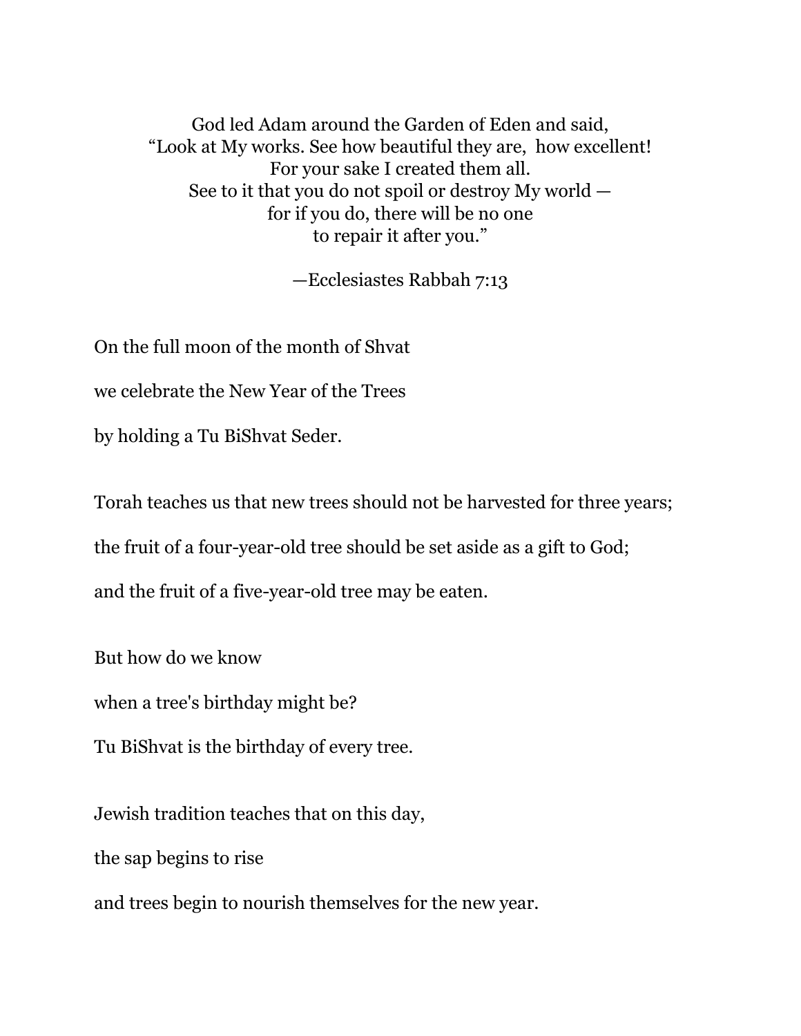God led Adam around the Garden of Eden and said,
"Look at My works. See how beautiful they are, how excellent!
For your sake I created them all.
See to it that you do not spoil or destroy My world —
for if you do, there will be no one
to repair it after you."

—Ecclesiastes Rabbah 7:13

On the full moon of the month of Shvat

we celebrate the New Year of the Trees

by holding a Tu BiShvat Seder.

Torah teaches us that new trees should not be harvested for three years;

the fruit of a four-year-old tree should be set aside as a gift to God;

and the fruit of a five-year-old tree may be eaten.

But how do we know

when a tree's birthday might be?

Tu BiShvat is the birthday of every tree.

Jewish tradition teaches that on this day,

the sap begins to rise

and trees begin to nourish themselves for the new year.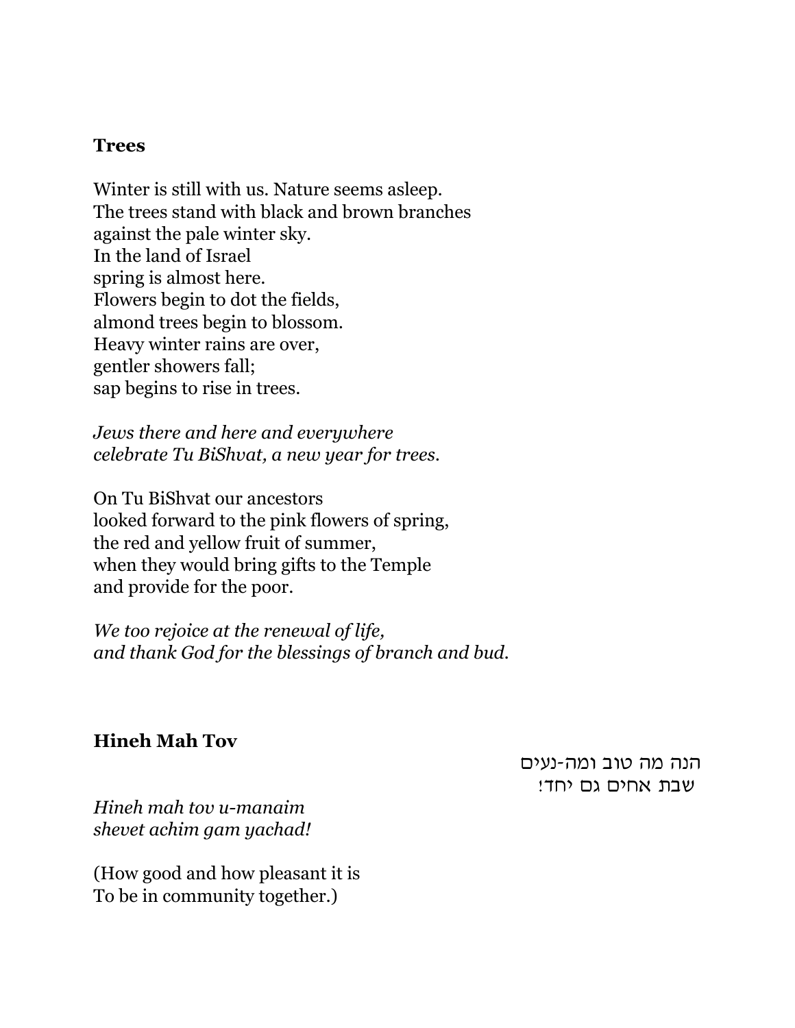**Trees**

Winter is still with us. Nature seems asleep.
The trees stand with black and brown branches
against the pale winter sky.
In the land of Israel
spring is almost here.
Flowers begin to dot the fields,
almond trees begin to blossom.
Heavy winter rains are over,
gentler showers fall;
sap begins to rise in trees.

*Jews there and here and everywhere*
*celebrate Tu BiShvat, a new year for trees.*

On Tu BiShvat our ancestors
looked forward to the pink flowers of spring,
the red and yellow fruit of summer,
when they would bring gifts to the Temple
and provide for the poor.

*We too rejoice at the renewal of life,*
*and thank God for the blessings of branch and bud.*

**Hineh Mah Tov**

הנה מה טוב ומה-נעים
שבת אחים גם יחד!

*Hineh mah tov u-manaim*
*shevet achim gam yachad!*

(How good and how pleasant it is
To be in community together.)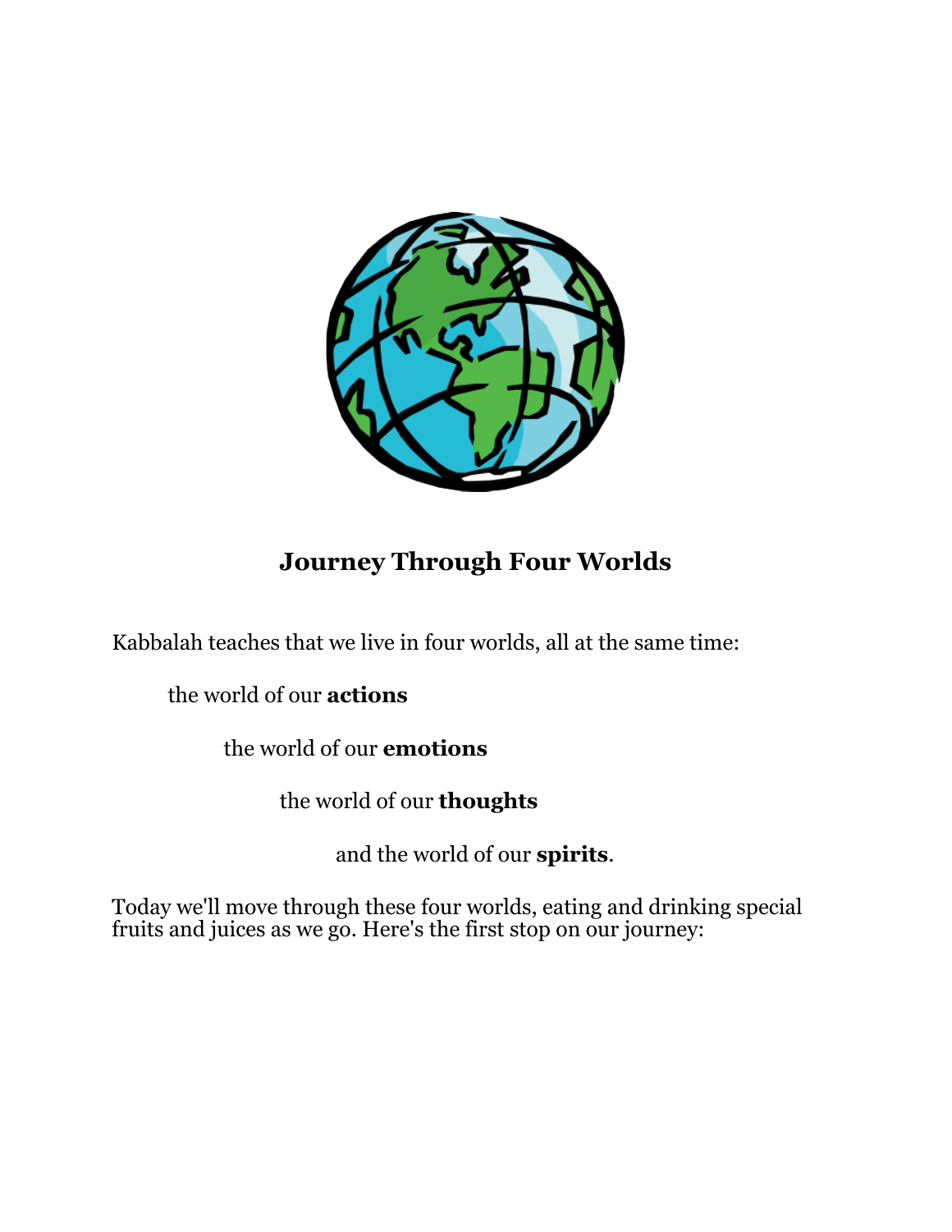## Journey Through Four Worlds

Kabbalah teaches that we live in four worlds, all at the same time:

the world of our **actions**

the world of our **emotions**

the world of our **thoughts**

and the world of our **spirits**.

Today we'll move through these four worlds, eating and drinking special fruits and juices as we go. Here's the first stop on our journey: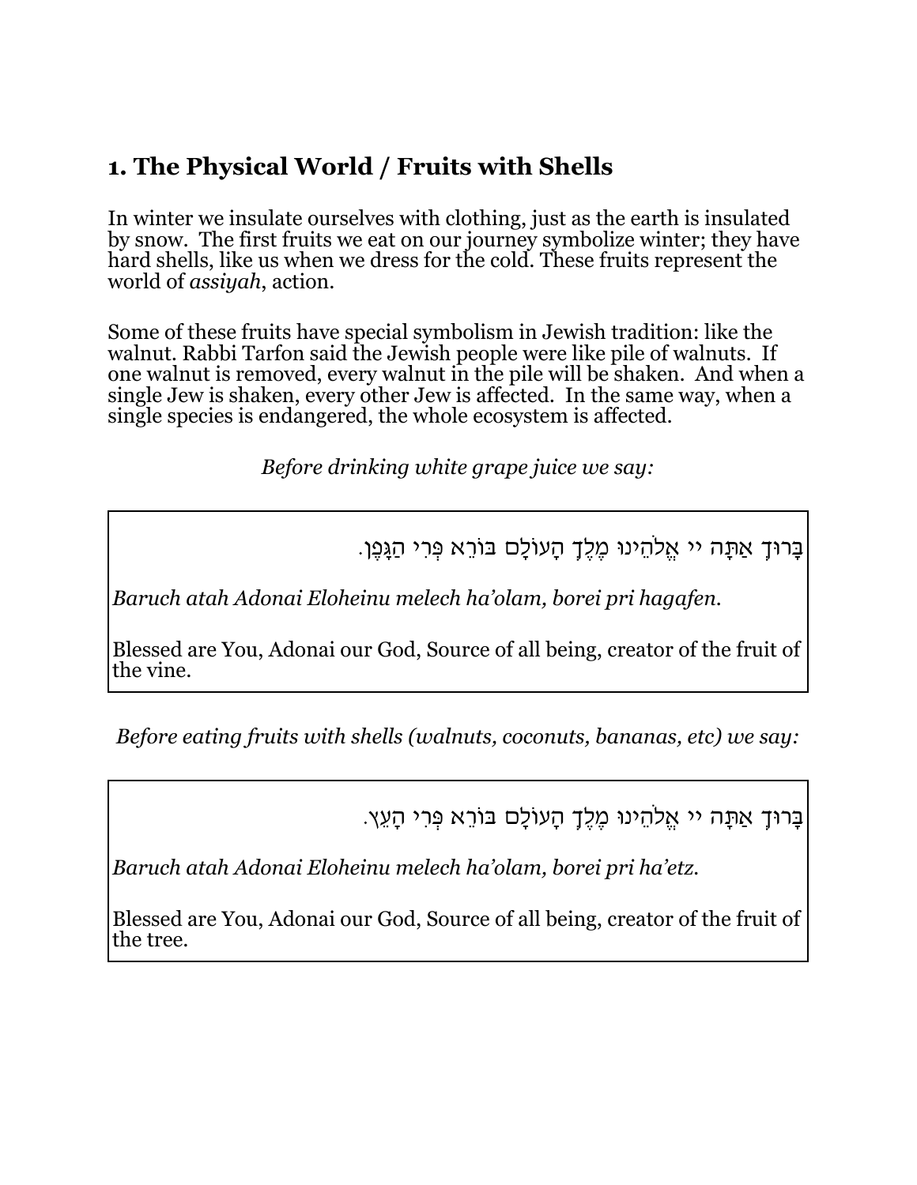## 1. The Physical World / Fruits with Shells

In winter we insulate ourselves with clothing, just as the earth is insulated by snow. The first fruits we eat on our journey symbolize winter; they have hard shells, like us when we dress for the cold. These fruits represent the world of *assiyah*, action.

Some of these fruits have special symbolism in Jewish tradition: like the walnut. Rabbi Tarfon said the Jewish people were like pile of walnuts. If one walnut is removed, every walnut in the pile will be shaken. And when a single Jew is shaken, every other Jew is affected. In the same way, when a single species is endangered, the whole ecosystem is affected.

*Before drinking white grape juice we say:*

בָּרוּךְ אַתָּה יי אֱלֹהֵינוּ מֶלֶךְ הָעוֹלָם בּוֹרֵא פְּרִי הַגָּפֶן.

*Baruch atah Adonai Eloheinu melech ha'olam, borei pri hagafen.*

Blessed are You, Adonai our God, Source of all being, creator of the fruit of the vine.

*Before eating fruits with shells (walnuts, coconuts, bananas, etc) we say:*

בָּרוּךְ אַתָּה יי אֱלֹהֵינוּ מֶלֶךְ הָעוֹלָם בּוֹרֵא פְּרִי הָעֵץ.

*Baruch atah Adonai Eloheinu melech ha'olam, borei pri ha'etz.*

Blessed are You, Adonai our God, Source of all being, creator of the fruit of the tree.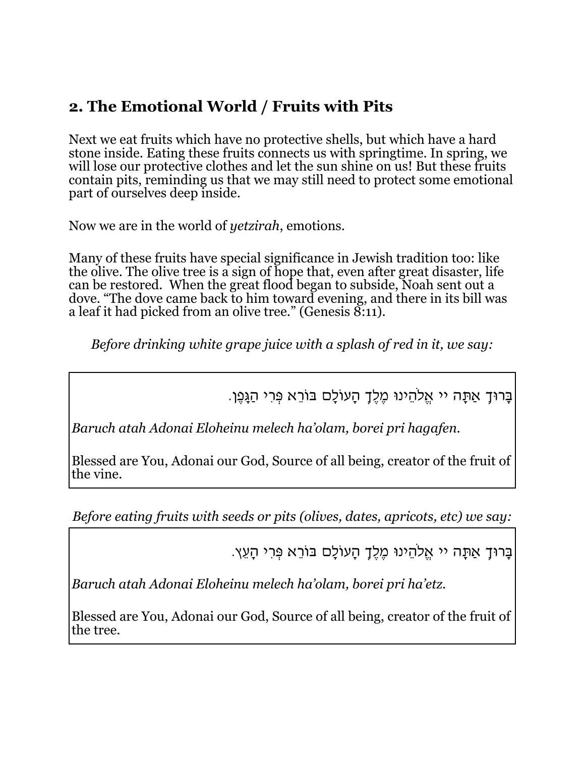## 2. The Emotional World / Fruits with Pits

Next we eat fruits which have no protective shells, but which have a hard stone inside. Eating these fruits connects us with springtime. In spring, we will lose our protective clothes and let the sun shine on us! But these fruits contain pits, reminding us that we may still need to protect some emotional part of ourselves deep inside.

Now we are in the world of *yetzirah*, emotions.

Many of these fruits have special significance in Jewish tradition too: like the olive. The olive tree is a sign of hope that, even after great disaster, life can be restored. When the great flood began to subside, Noah sent out a dove. "The dove came back to him toward evening, and there in its bill was a leaf it had picked from an olive tree." (Genesis 8:11).

*Before drinking white grape juice with a splash of red in it, we say:*

בָּרוּךְ אַתָּה יי אֱלֹהֵינוּ מֶלֶךְ הָעוֹלָם בּוֹרֵא פְּרִי הַגָּפֶן.

*Baruch atah Adonai Eloheinu melech ha'olam, borei pri hagafen.*

Blessed are You, Adonai our God, Source of all being, creator of the fruit of the vine.

*Before eating fruits with seeds or pits (olives, dates, apricots, etc) we say:*

בָּרוּךְ אַתָּה יי אֱלֹהֵינוּ מֶלֶךְ הָעוֹלָם בּוֹרֵא פְּרִי הָעֵץ.

*Baruch atah Adonai Eloheinu melech ha'olam, borei pri ha'etz.*

Blessed are You, Adonai our God, Source of all being, creator of the fruit of the tree.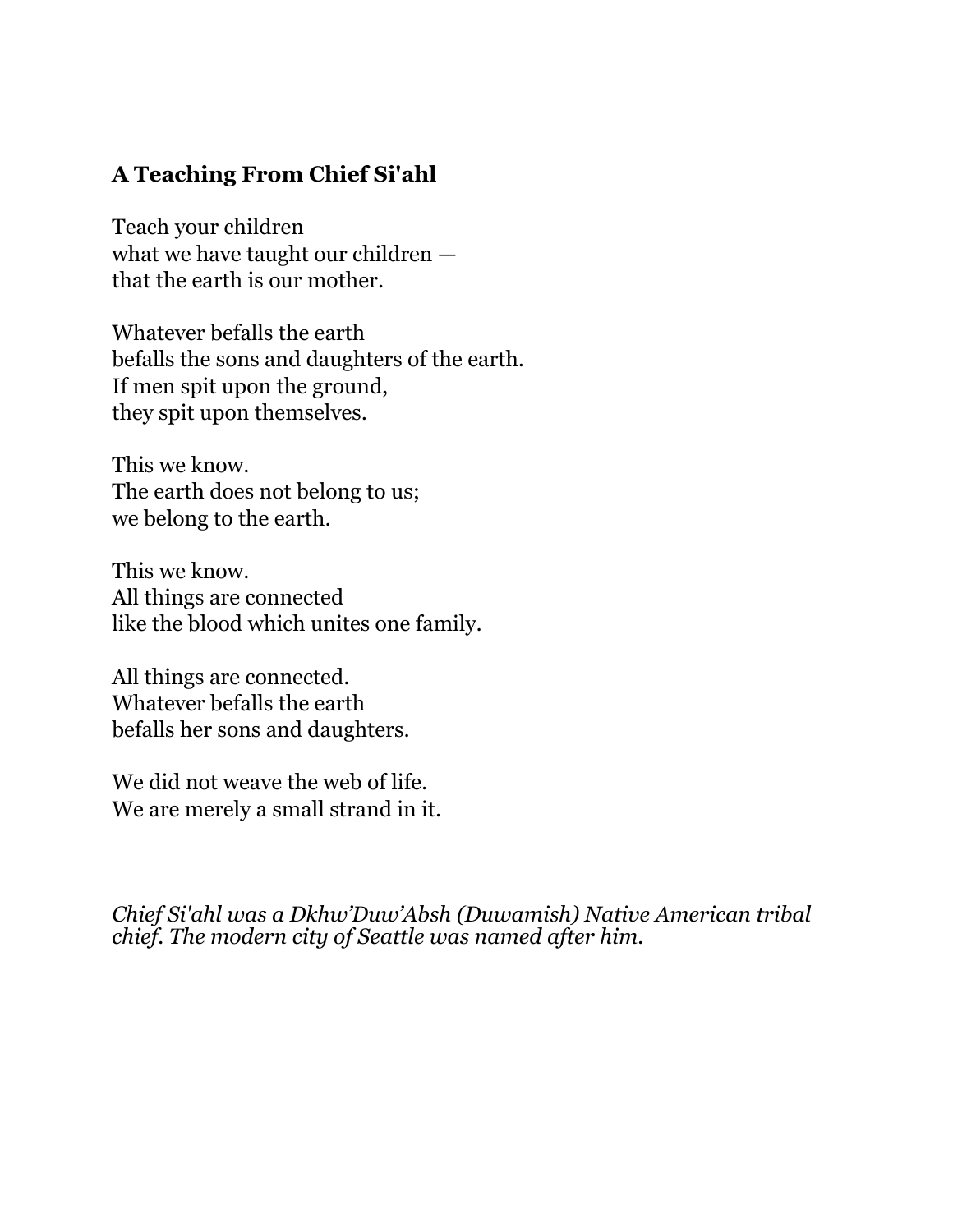**A Teaching From Chief Si'ahl**

Teach your children  
what we have taught our children —  
that the earth is our mother.

Whatever befalls the earth  
befalls the sons and daughters of the earth.  
If men spit upon the ground,  
they spit upon themselves.

This we know.  
The earth does not belong to us;  
we belong to the earth.

This we know.  
All things are connected  
like the blood which unites one family.

All things are connected.  
Whatever befalls the earth  
befalls her sons and daughters.

We did not weave the web of life.  
We are merely a small strand in it.

*Chief Si'ahl was a Dkhw'Duw'Absh (Duwamish) Native American tribal chief. The modern city of Seattle was named after him.*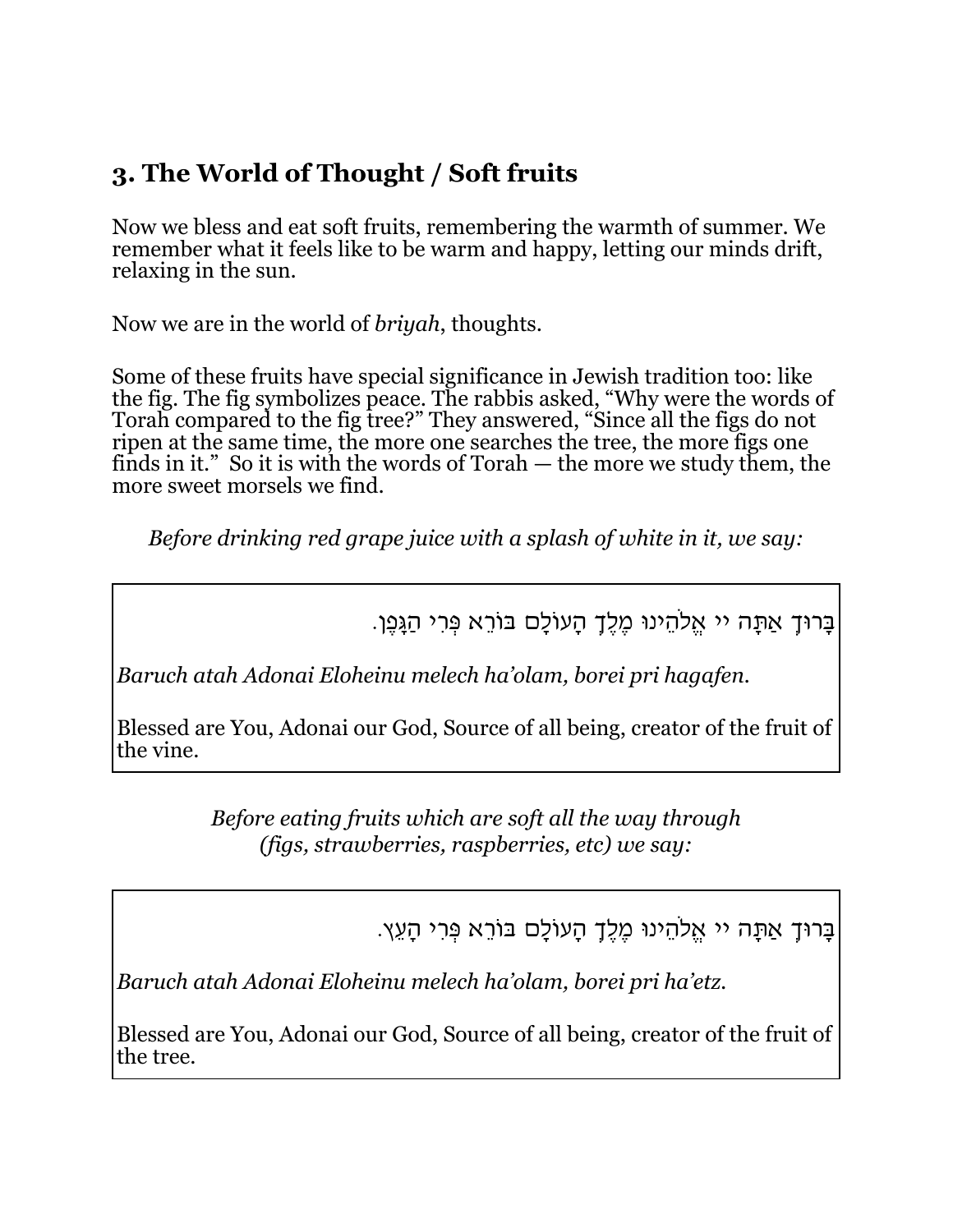## 3. The World of Thought / Soft fruits

Now we bless and eat soft fruits, remembering the warmth of summer. We remember what it feels like to be warm and happy, letting our minds drift, relaxing in the sun.

Now we are in the world of *briyah*, thoughts.

Some of these fruits have special significance in Jewish tradition too: like the fig. The fig symbolizes peace. The rabbis asked, "Why were the words of Torah compared to the fig tree?" They answered, "Since all the figs do not ripen at the same time, the more one searches the tree, the more figs one finds in it." So it is with the words of Torah — the more we study them, the more sweet morsels we find.

*Before drinking red grape juice with a splash of white in it, we say:*

בָּרוּךְ אַתָּה יי אֱלֹהֵינוּ מֶלֶךְ הָעוֹלָם בּוֹרֵא פְּרִי הַגָּפֶן.

*Baruch atah Adonai Eloheinu melech ha'olam, borei pri hagafen.*

Blessed are You, Adonai our God, Source of all being, creator of the fruit of the vine.

*Before eating fruits which are soft all the way through (figs, strawberries, raspberries, etc) we say:*

בָּרוּךְ אַתָּה יי אֱלֹהֵינוּ מֶלֶךְ הָעוֹלָם בּוֹרֵא פְּרִי הָעֵץ.

*Baruch atah Adonai Eloheinu melech ha'olam, borei pri ha'etz.*

Blessed are You, Adonai our God, Source of all being, creator of the fruit of the tree.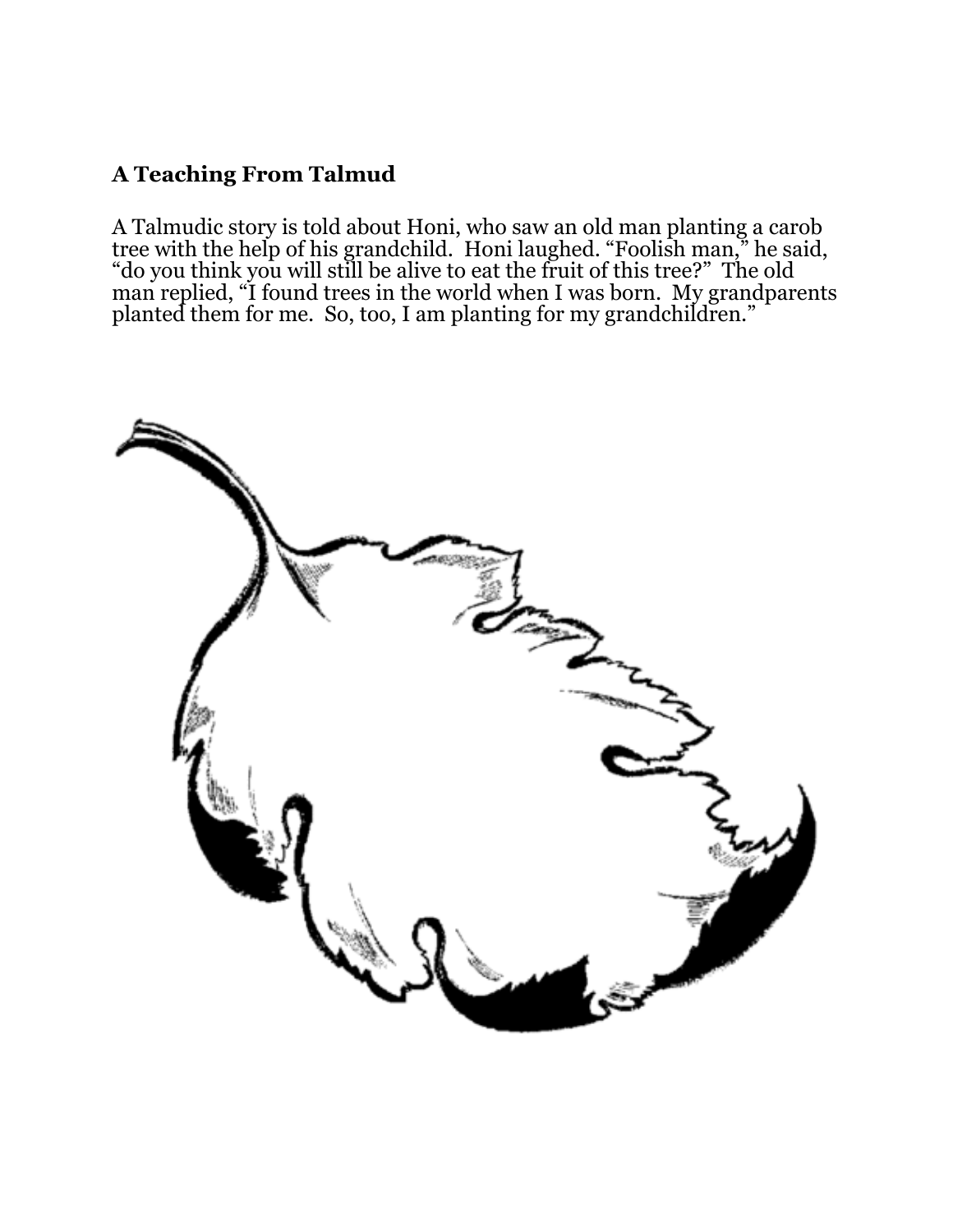### **A Teaching From Talmud**

A Talmudic story is told about Honi, who saw an old man planting a carob tree with the help of his grandchild. Honi laughed. “Foolish man,” he said, “do you think you will still be alive to eat the fruit of this tree?” The old man replied, “I found trees in the world when I was born. My grandparents planted them for me. So, too, I am planting for my grandchildren.”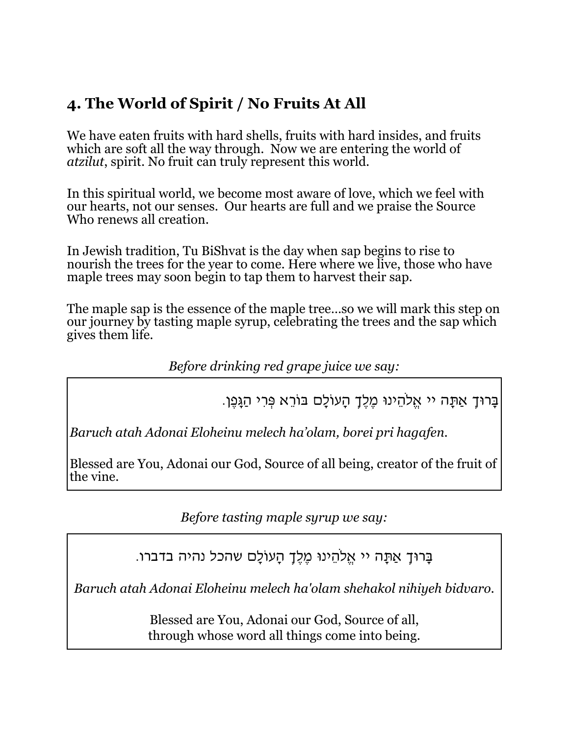## 4. The World of Spirit / No Fruits At All

We have eaten fruits with hard shells, fruits with hard insides, and fruits which are soft all the way through. Now we are entering the world of *atzilut*, spirit. No fruit can truly represent this world.

In this spiritual world, we become most aware of love, which we feel with our hearts, not our senses. Our hearts are full and we praise the Source Who renews all creation.

In Jewish tradition, Tu BiShvat is the day when sap begins to rise to nourish the trees for the year to come. Here where we live, those who have maple trees may soon begin to tap them to harvest their sap.

The maple sap is the essence of the maple tree…so we will mark this step on our journey by tasting maple syrup, celebrating the trees and the sap which gives them life.

*Before drinking red grape juice we say:*

בָּרוּךְ אַתָּה יי אֱלֹהֵינוּ מֶלֶךְ הָעוֹלָם בּוֹרֵא פְּרִי הַגָּפֶן.

*Baruch atah Adonai Eloheinu melech ha'olam, borei pri hagafen.*

Blessed are You, Adonai our God, Source of all being, creator of the fruit of the vine.

*Before tasting maple syrup we say:*

בָּרוּךְ אַתָּה יי אֱלֹהֵינוּ מֶלֶךְ הָעוֹלָם שהכל נהיה בדברו.

*Baruch atah Adonai Eloheinu melech ha'olam shehakol nihiyeh bidvaro.*

Blessed are You, Adonai our God, Source of all,
through whose word all things come into being.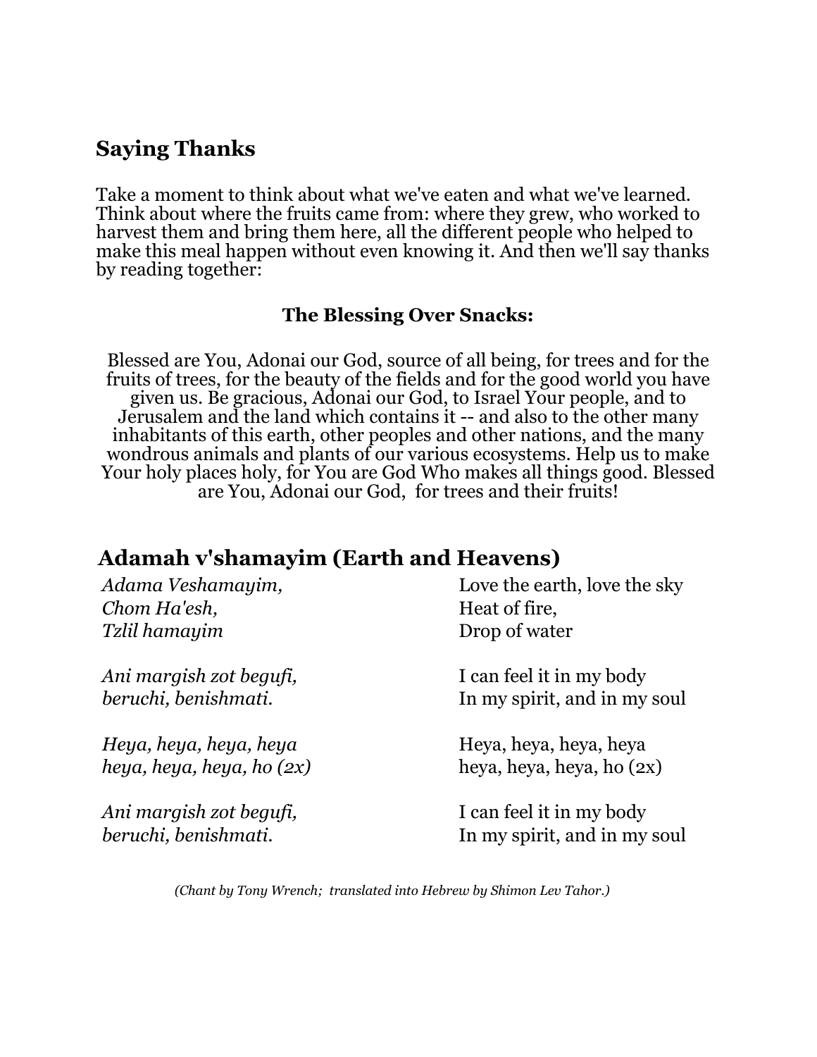## Saying Thanks

Take a moment to think about what we've eaten and what we've learned. Think about where the fruits came from: where they grew, who worked to harvest them and bring them here, all the different people who helped to make this meal happen without even knowing it. And then we'll say thanks by reading together:

### The Blessing Over Snacks:

Blessed are You, Adonai our God, source of all being, for trees and for the fruits of trees, for the beauty of the fields and for the good world you have given us. Be gracious, Adonai our God, to Israel Your people, and to Jerusalem and the land which contains it -- and also to the other many inhabitants of this earth, other peoples and other nations, and the many wondrous animals and plants of our various ecosystems. Help us to make Your holy places holy, for You are God Who makes all things good. Blessed are You, Adonai our God, for trees and their fruits!

## Adamah v'shamayim (Earth and Heavens)

| | |
|---|---|
| *Adama Veshamayim,* | Love the earth, love the sky |
| *Chom Ha'esh,* | Heat of fire, |
| *Tzlil hamayim* | Drop of water |
| | |
| *Ani margish zot begufi,* | I can feel it in my body |
| *beruchi, benishmati.* | In my spirit, and in my soul |
| | |
| *Heya, heya, heya, heya* | Heya, heya, heya, heya |
| *heya, heya, heya, ho (2x)* | heya, heya, heya, ho (2x) |
| | |
| *Ani margish zot begufi,* | I can feel it in my body |
| *beruchi, benishmati.* | In my spirit, and in my soul |

*(Chant by Tony Wrench; translated into Hebrew by Shimon Lev Tahor.)*